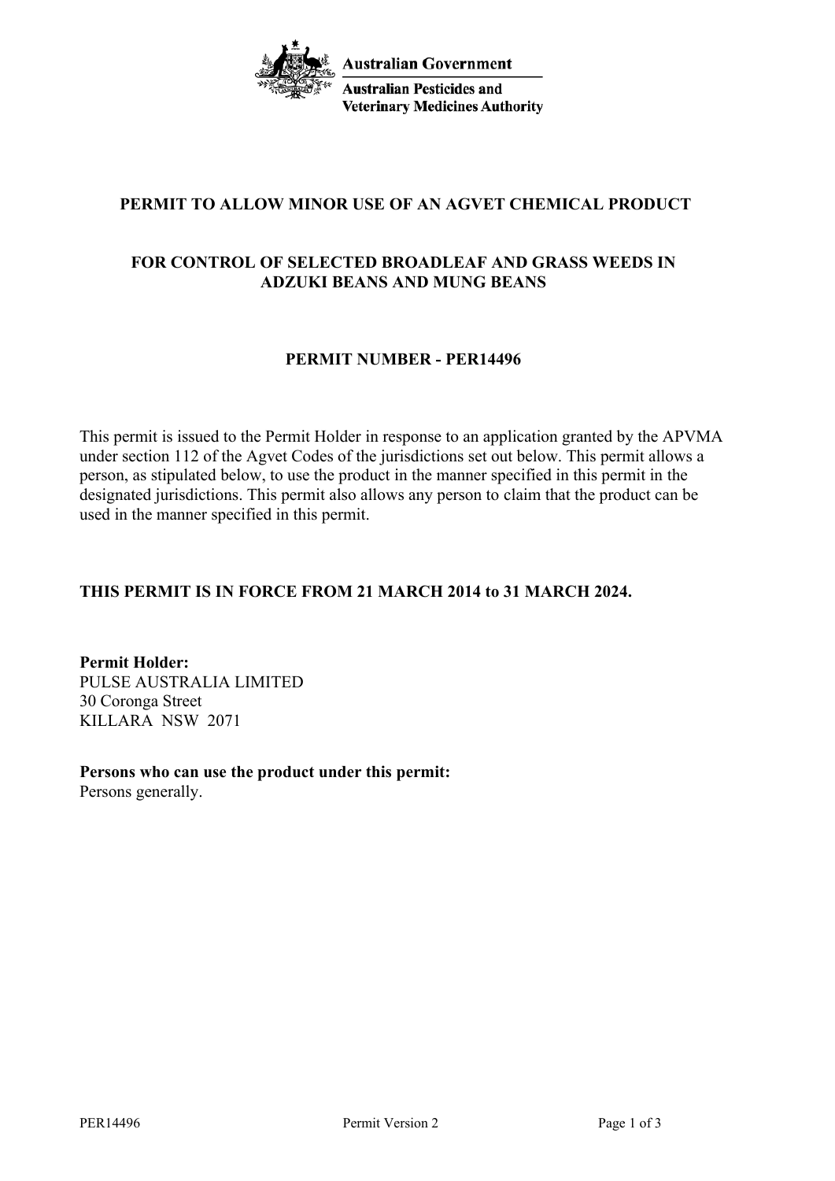Australian Government

Australian Pesticides and Veterinary Medicines Authority

# PERMIT TO ALLOW MINOR USE OF AN AGVET CHEMICAL PRODUCT

## FOR CONTROL OF SELECTED BROADLEAF AND GRASS WEEDS IN ADZUKI BEANS AND MUNG BEANS

## PERMIT NUMBER - PER14496

This permit is issued to the Permit Holder in response to an application granted by the APVMA under section 112 of the Agvet Codes of the jurisdictions set out below. This permit allows a person, as stipulated below, to use the product in the manner specified in this permit in the designated jurisdictions. This permit also allows any person to claim that the product can be used in the manner specified in this permit.

**THIS PERMIT IS IN FORCE FROM 21 MARCH 2014 to 31 MARCH 2024.**

**Permit Holder:**
PULSE AUSTRALIA LIMITED
30 Coronga Street
KILLARA NSW 2071

**Persons who can use the product under this permit:**
Persons generally.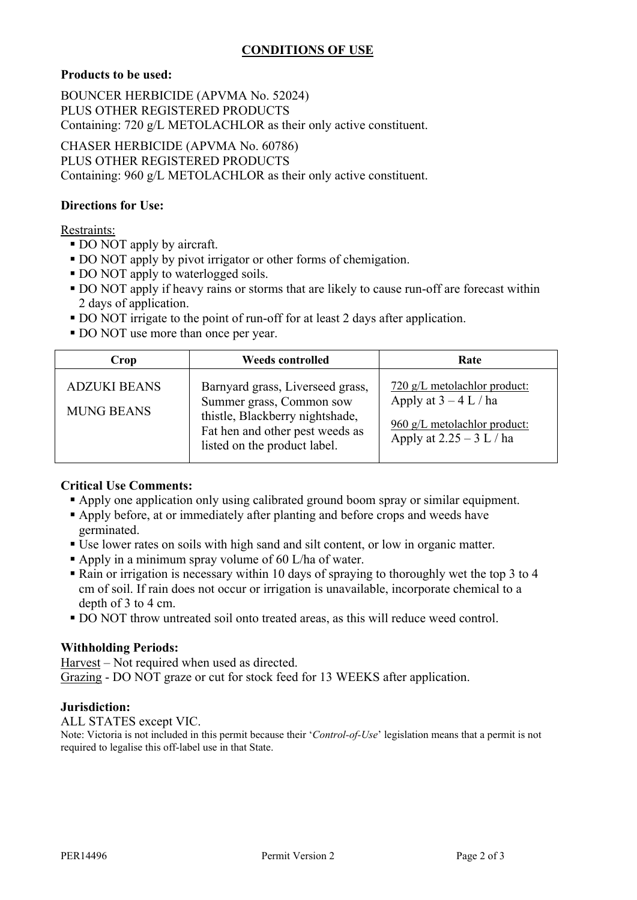## CONDITIONS OF USE

**Products to be used:**

BOUNCER HERBICIDE (APVMA No. 52024)
PLUS OTHER REGISTERED PRODUCTS
Containing: 720 g/L METOLACHLOR as their only active constituent.

CHASER HERBICIDE (APVMA No. 60786)
PLUS OTHER REGISTERED PRODUCTS
Containing: 960 g/L METOLACHLOR as their only active constituent.

**Directions for Use:**

Restraints:

- DO NOT apply by aircraft.
- DO NOT apply by pivot irrigator or other forms of chemigation.
- DO NOT apply to waterlogged soils.
- DO NOT apply if heavy rains or storms that are likely to cause run-off are forecast within 2 days of application.
- DO NOT irrigate to the point of run-off for at least 2 days after application.
- DO NOT use more than once per year.

| Crop | Weeds controlled | Rate |
|---|---|---|
| ADZUKI BEANS<br>MUNG BEANS | Barnyard grass, Liverseed grass, Summer grass, Common sow thistle, Blackberry nightshade, Fat hen and other pest weeds as listed on the product label. | 720 g/L metolachlor product: Apply at 3 – 4 L / ha<br>960 g/L metolachlor product: Apply at 2.25 – 3 L / ha |

**Critical Use Comments:**

- Apply one application only using calibrated ground boom spray or similar equipment.
- Apply before, at or immediately after planting and before crops and weeds have germinated.
- Use lower rates on soils with high sand and silt content, or low in organic matter.
- Apply in a minimum spray volume of 60 L/ha of water.
- Rain or irrigation is necessary within 10 days of spraying to thoroughly wet the top 3 to 4 cm of soil. If rain does not occur or irrigation is unavailable, incorporate chemical to a depth of 3 to 4 cm.
- DO NOT throw untreated soil onto treated areas, as this will reduce weed control.

**Withholding Periods:**

Harvest – Not required when used as directed.
Grazing - DO NOT graze or cut for stock feed for 13 WEEKS after application.

**Jurisdiction:**

ALL STATES except VIC.

Note: Victoria is not included in this permit because their '*Control-of-Use*' legislation means that a permit is not required to legalise this off-label use in that State.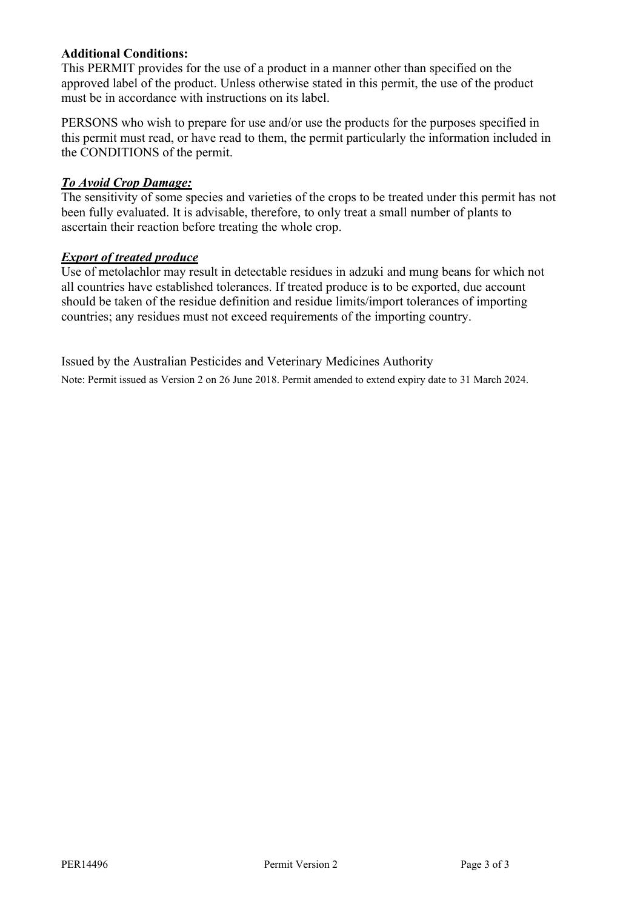**Additional Conditions:**

This PERMIT provides for the use of a product in a manner other than specified on the approved label of the product. Unless otherwise stated in this permit, the use of the product must be in accordance with instructions on its label.

PERSONS who wish to prepare for use and/or use the products for the purposes specified in this permit must read, or have read to them, the permit particularly the information included in the CONDITIONS of the permit.

***To Avoid Crop Damage:***

The sensitivity of some species and varieties of the crops to be treated under this permit has not been fully evaluated. It is advisable, therefore, to only treat a small number of plants to ascertain their reaction before treating the whole crop.

***Export of treated produce***

Use of metolachlor may result in detectable residues in adzuki and mung beans for which not all countries have established tolerances. If treated produce is to be exported, due account should be taken of the residue definition and residue limits/import tolerances of importing countries; any residues must not exceed requirements of the importing country.

Issued by the Australian Pesticides and Veterinary Medicines Authority

Note: Permit issued as Version 2 on 26 June 2018. Permit amended to extend expiry date to 31 March 2024.